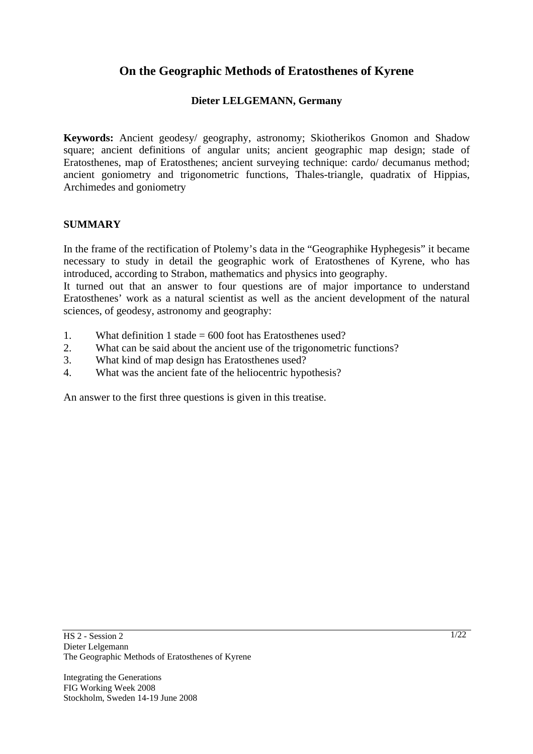# On the Geographic Methods of Eratosthenes of Kyrene

**Dieter LELGEMANN, Germany**

**Keywords:** Ancient geodesy/ geography, astronomy; Skiotherikos Gnomon and Shadow square; ancient definitions of angular units; ancient geographic map design; stade of Eratosthenes, map of Eratosthenes; ancient surveying technique: cardo/ decumanus method; ancient goniometry and trigonometric functions, Thales-triangle, quadratix of Hippias, Archimedes and goniometry

## SUMMARY

In the frame of the rectification of Ptolemy's data in the "Geographike Hyphegesis" it became necessary to study in detail the geographic work of Eratosthenes of Kyrene, who has introduced, according to Strabon, mathematics and physics into geography.

It turned out that an answer to four questions are of major importance to understand Eratosthenes' work as a natural scientist as well as the ancient development of the natural sciences, of geodesy, astronomy and geography:

1. What definition 1 stade = 600 foot has Eratosthenes used?
2. What can be said about the ancient use of the trigonometric functions?
3. What kind of map design has Eratosthenes used?
4. What was the ancient fate of the heliocentric hypothesis?

An answer to the first three questions is given in this treatise.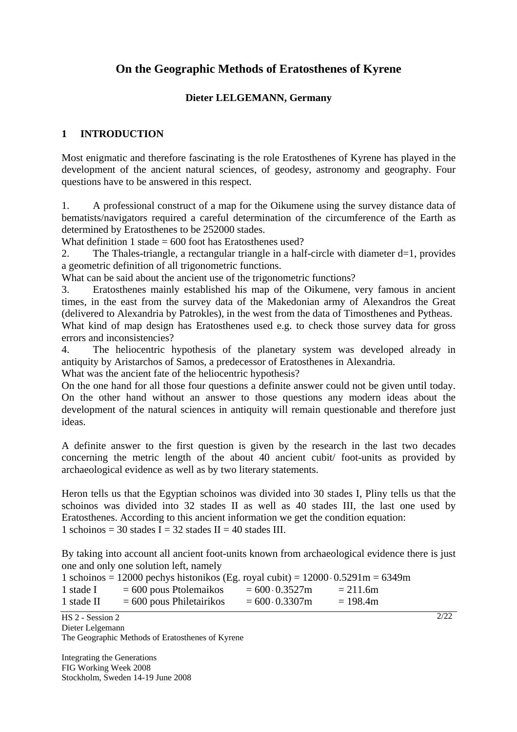# On the Geographic Methods of Eratosthenes of Kyrene

**Dieter LELGEMANN, Germany**

## 1 INTRODUCTION

Most enigmatic and therefore fascinating is the role Eratosthenes of Kyrene has played in the development of the ancient natural sciences, of geodesy, astronomy and geography. Four questions have to be answered in this respect.

1. A professional construct of a map for the Oikumene using the survey distance data of bematists/navigators required a careful determination of the circumference of the Earth as determined by Eratosthenes to be 252000 stades.
What definition 1 stade = 600 foot has Eratosthenes used?
2. The Thales-triangle, a rectangular triangle in a half-circle with diameter d=1, provides a geometric definition of all trigonometric functions.
What can be said about the ancient use of the trigonometric functions?
3. Eratosthenes mainly established his map of the Oikumene, very famous in ancient times, in the east from the survey data of the Makedonian army of Alexandros the Great (delivered to Alexandria by Patrokles), in the west from the data of Timosthenes and Pytheas.
What kind of map design has Eratosthenes used e.g. to check those survey data for gross errors and inconsistencies?
4. The heliocentric hypothesis of the planetary system was developed already in antiquity by Aristarchos of Samos, a predecessor of Eratosthenes in Alexandria.
What was the ancient fate of the heliocentric hypothesis?

On the one hand for all those four questions a definite answer could not be given until today. On the other hand without an answer to those questions any modern ideas about the development of the natural sciences in antiquity will remain questionable and therefore just ideas.

A definite answer to the first question is given by the research in the last two decades concerning the metric length of the about 40 ancient cubit/ foot-units as provided by archaeological evidence as well as by two literary statements.

Heron tells us that the Egyptian schoinos was divided into 30 stades I, Pliny tells us that the schoinos was divided into 32 stades II as well as 40 stades III, the last one used by Eratosthenes. According to this ancient information we get the condition equation:
1 schoinos = 30 stades I = 32 stades II = 40 stades III.

By taking into account all ancient foot-units known from archaeological evidence there is just one and only one solution left, namely

1 schoinos = 12000 pechys histonikos (Eg. royal cubit) = $12000 \cdot 0.5291$m = 6349m

| | | | |
|---|---|---|---|
| 1 stade I | = 600 pous Ptolemaikos | = $600 \cdot 0.3527$m | = 211.6m |
| 1 stade II | = 600 pous Philetairikos | = $600 \cdot 0.3307$m | = 198.4m |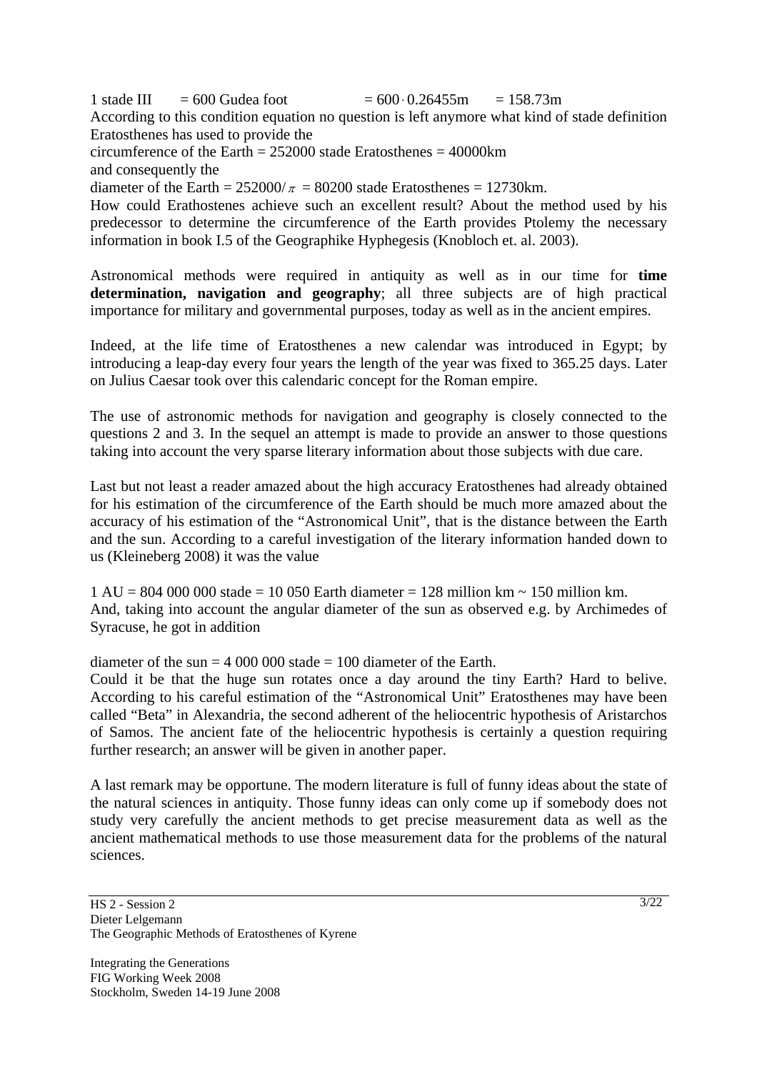1 stade III = 600 Gudea foot = $600 \cdot 0.26455\text{m}$ = 158.73m

According to this condition equation no question is left anymore what kind of stade definition Eratosthenes has used to provide the

circumference of the Earth = 252000 stade Eratosthenes = 40000km

and consequently the

diameter of the Earth = $252000/\pi$ = 80200 stade Eratosthenes = 12730km.

How could Erathostenes achieve such an excellent result? About the method used by his predecessor to determine the circumference of the Earth provides Ptolemy the necessary information in book I.5 of the Geographike Hyphegesis (Knobloch et. al. 2003).

Astronomical methods were required in antiquity as well as in our time for **time determination, navigation and geography**; all three subjects are of high practical importance for military and governmental purposes, today as well as in the ancient empires.

Indeed, at the life time of Eratosthenes a new calendar was introduced in Egypt; by introducing a leap-day every four years the length of the year was fixed to 365.25 days. Later on Julius Caesar took over this calendaric concept for the Roman empire.

The use of astronomic methods for navigation and geography is closely connected to the questions 2 and 3. In the sequel an attempt is made to provide an answer to those questions taking into account the very sparse literary information about those subjects with due care.

Last but not least a reader amazed about the high accuracy Eratosthenes had already obtained for his estimation of the circumference of the Earth should be much more amazed about the accuracy of his estimation of the "Astronomical Unit", that is the distance between the Earth and the sun. According to a careful investigation of the literary information handed down to us (Kleineberg 2008) it was the value

1 AU = 804 000 000 stade = 10 050 Earth diameter = 128 million km ~ 150 million km.

And, taking into account the angular diameter of the sun as observed e.g. by Archimedes of Syracuse, he got in addition

diameter of the sun = 4 000 000 stade = 100 diameter of the Earth.

Could it be that the huge sun rotates once a day around the tiny Earth? Hard to belive. According to his careful estimation of the "Astronomical Unit" Eratosthenes may have been called "Beta" in Alexandria, the second adherent of the heliocentric hypothesis of Aristarchos of Samos. The ancient fate of the heliocentric hypothesis is certainly a question requiring further research; an answer will be given in another paper.

A last remark may be opportune. The modern literature is full of funny ideas about the state of the natural sciences in antiquity. Those funny ideas can only come up if somebody does not study very carefully the ancient methods to get precise measurement data as well as the ancient mathematical methods to use those measurement data for the problems of the natural sciences.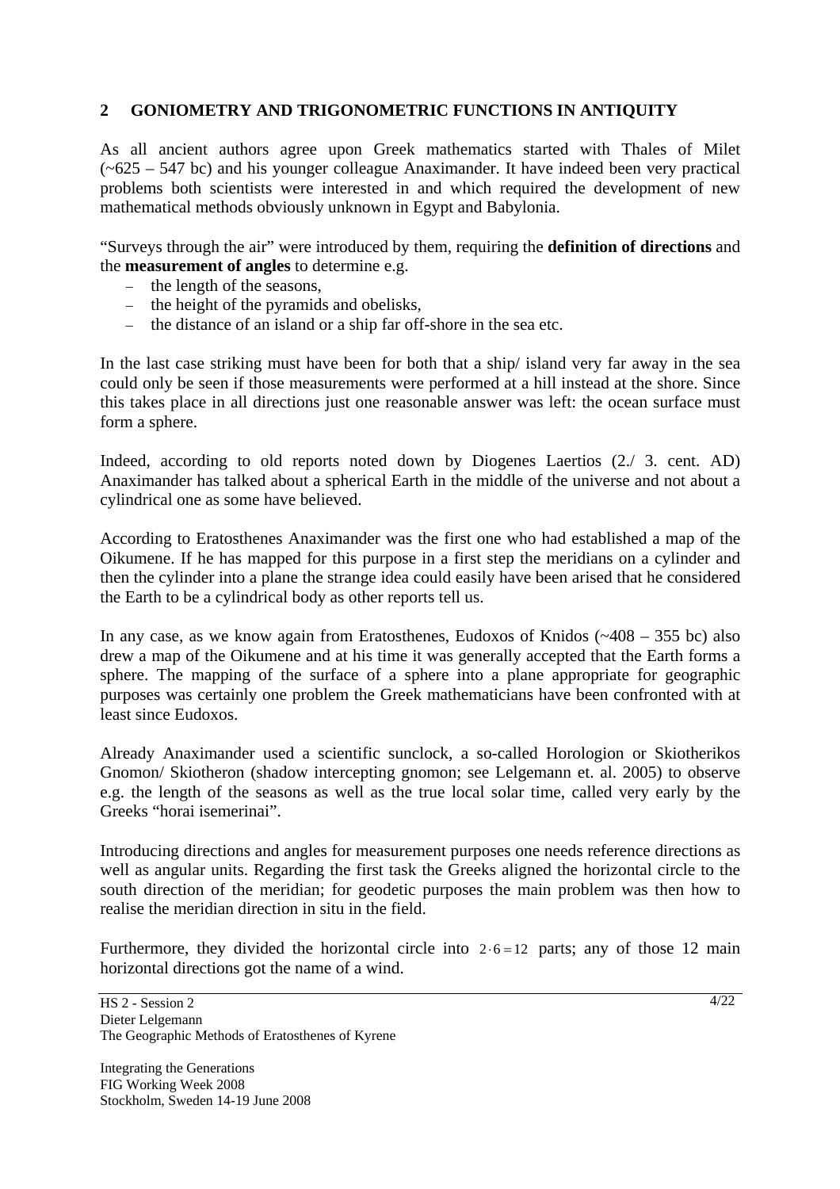## 2 GONIOMETRY AND TRIGONOMETRIC FUNCTIONS IN ANTIQUITY

As all ancient authors agree upon Greek mathematics started with Thales of Milet (~625 – 547 bc) and his younger colleague Anaximander. It have indeed been very practical problems both scientists were interested in and which required the development of new mathematical methods obviously unknown in Egypt and Babylonia.

"Surveys through the air" were introduced by them, requiring the **definition of directions** and the **measurement of angles** to determine e.g.

- the length of the seasons,
- the height of the pyramids and obelisks,
- the distance of an island or a ship far off-shore in the sea etc.

In the last case striking must have been for both that a ship/ island very far away in the sea could only be seen if those measurements were performed at a hill instead at the shore. Since this takes place in all directions just one reasonable answer was left: the ocean surface must form a sphere.

Indeed, according to old reports noted down by Diogenes Laertios (2./ 3. cent. AD) Anaximander has talked about a spherical Earth in the middle of the universe and not about a cylindrical one as some have believed.

According to Eratosthenes Anaximander was the first one who had established a map of the Oikumene. If he has mapped for this purpose in a first step the meridians on a cylinder and then the cylinder into a plane the strange idea could easily have been arised that he considered the Earth to be a cylindrical body as other reports tell us.

In any case, as we know again from Eratosthenes, Eudoxos of Knidos (~408 – 355 bc) also drew a map of the Oikumene and at his time it was generally accepted that the Earth forms a sphere. The mapping of the surface of a sphere into a plane appropriate for geographic purposes was certainly one problem the Greek mathematicians have been confronted with at least since Eudoxos.

Already Anaximander used a scientific sunclock, a so-called Horologion or Skiotherikos Gnomon/ Skiotheron (shadow intercepting gnomon; see Lelgemann et. al. 2005) to observe e.g. the length of the seasons as well as the true local solar time, called very early by the Greeks "horai isemerinai".

Introducing directions and angles for measurement purposes one needs reference directions as well as angular units. Regarding the first task the Greeks aligned the horizontal circle to the south direction of the meridian; for geodetic purposes the main problem was then how to realise the meridian direction in situ in the field.

Furthermore, they divided the horizontal circle into $2 \cdot 6 = 12$ parts; any of those 12 main horizontal directions got the name of a wind.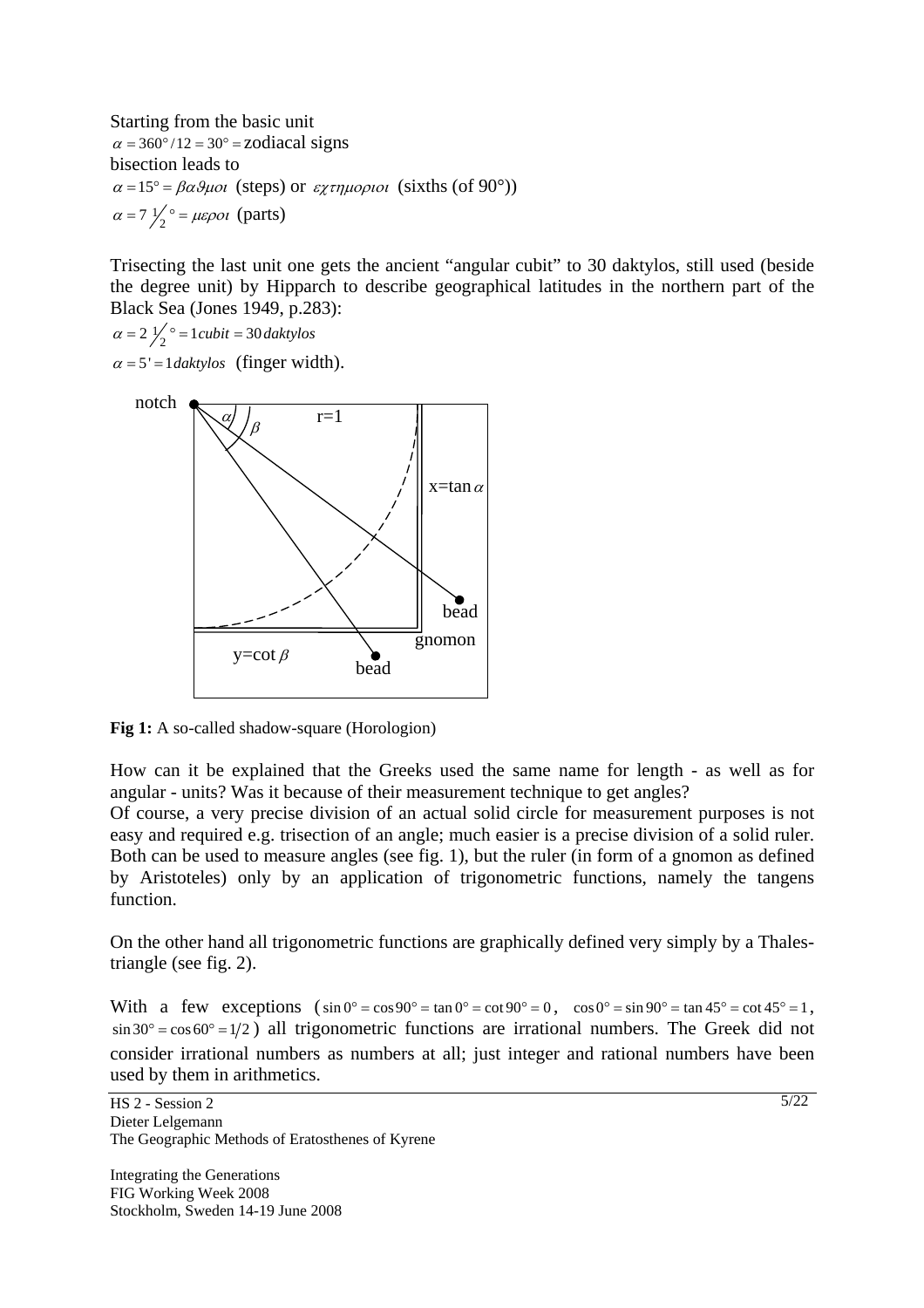Starting from the basic unit

$\alpha = 360°/12 = 30° =$ zodiacal signs

bisection leads to

$\alpha = 15° = \beta\alpha\vartheta\mu o\iota$ (steps) or $\varepsilon\chi\tau\eta\mu o\rho\iota o\iota$ (sixths (of 90°))

$\alpha = 7\,{}^{1}\!/_{2}{}° = \mu\varepsilon\rho o\iota$ (parts)

Trisecting the last unit one gets the ancient "angular cubit" to 30 daktylos, still used (beside the degree unit) by Hipparch to describe geographical latitudes in the northern part of the Black Sea (Jones 1949, p.283):

$\alpha = 2\,{}^{1}\!/_{2}{}° = 1\,cubit = 30\,daktylos$

$\alpha = 5' = 1\,daktylos$ (finger width).

**Fig 1:** A so-called shadow-square (Horologion)

How can it be explained that the Greeks used the same name for length - as well as for angular - units? Was it because of their measurement technique to get angles?

Of course, a very precise division of an actual solid circle for measurement purposes is not easy and required e.g. trisection of an angle; much easier is a precise division of a solid ruler. Both can be used to measure angles (see fig. 1), but the ruler (in form of a gnomon as defined by Aristoteles) only by an application of trigonometric functions, namely the tangens function.

On the other hand all trigonometric functions are graphically defined very simply by a Thales-triangle (see fig. 2).

With a few exceptions ($\sin 0° = \cos 90° = \tan 0° = \cot 90° = 0$, $\cos 0° = \sin 90° = \tan 45° = \cot 45° = 1$, $\sin 30° = \cos 60° = 1/2$) all trigonometric functions are irrational numbers. The Greek did not consider irrational numbers as numbers at all; just integer and rational numbers have been used by them in arithmetics.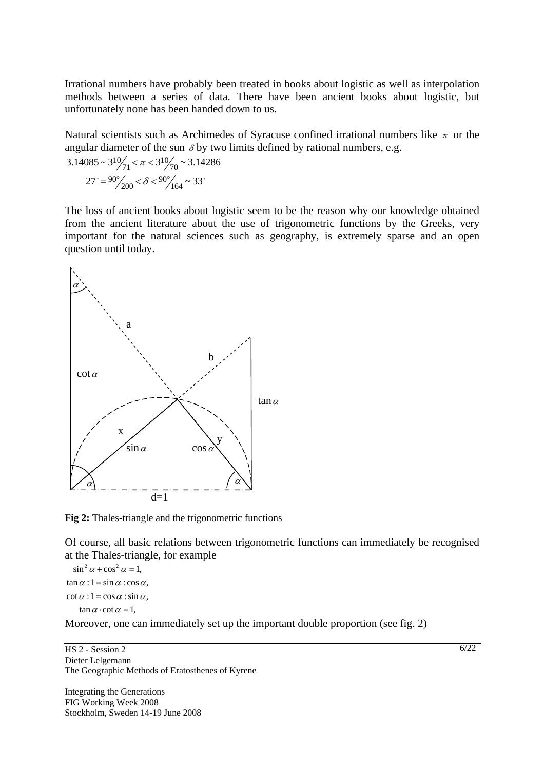Irrational numbers have probably been treated in books about logistic as well as interpolation methods between a series of data. There have been ancient books about logistic, but unfortunately none has been handed down to us.

Natural scientists such as Archimedes of Syracuse confined irrational numbers like $\pi$ or the angular diameter of the sun $\delta$ by two limits defined by rational numbers, e.g.

$$3.14085 \sim 3\tfrac{10}{71} < \pi < 3\tfrac{10}{70} \sim 3.14286$$

$$27' = \tfrac{90^\circ}{200} < \delta < \tfrac{90^\circ}{164} \sim 33'$$

The loss of ancient books about logistic seem to be the reason why our knowledge obtained from the ancient literature about the use of trigonometric functions by the Greeks, very important for the natural sciences such as geography, is extremely sparse and an open question until today.

**Fig 2:** Thales-triangle and the trigonometric functions

Of course, all basic relations between trigonometric functions can immediately be recognised at the Thales-triangle, for example

$$\sin^2\alpha + \cos^2\alpha = 1,$$

$$\tan\alpha : 1 = \sin\alpha : \cos\alpha,$$

$$\cot\alpha : 1 = \cos\alpha : \sin\alpha,$$

$$\tan\alpha \cdot \cot\alpha = 1,$$

Moreover, one can immediately set up the important double proportion (see fig. 2)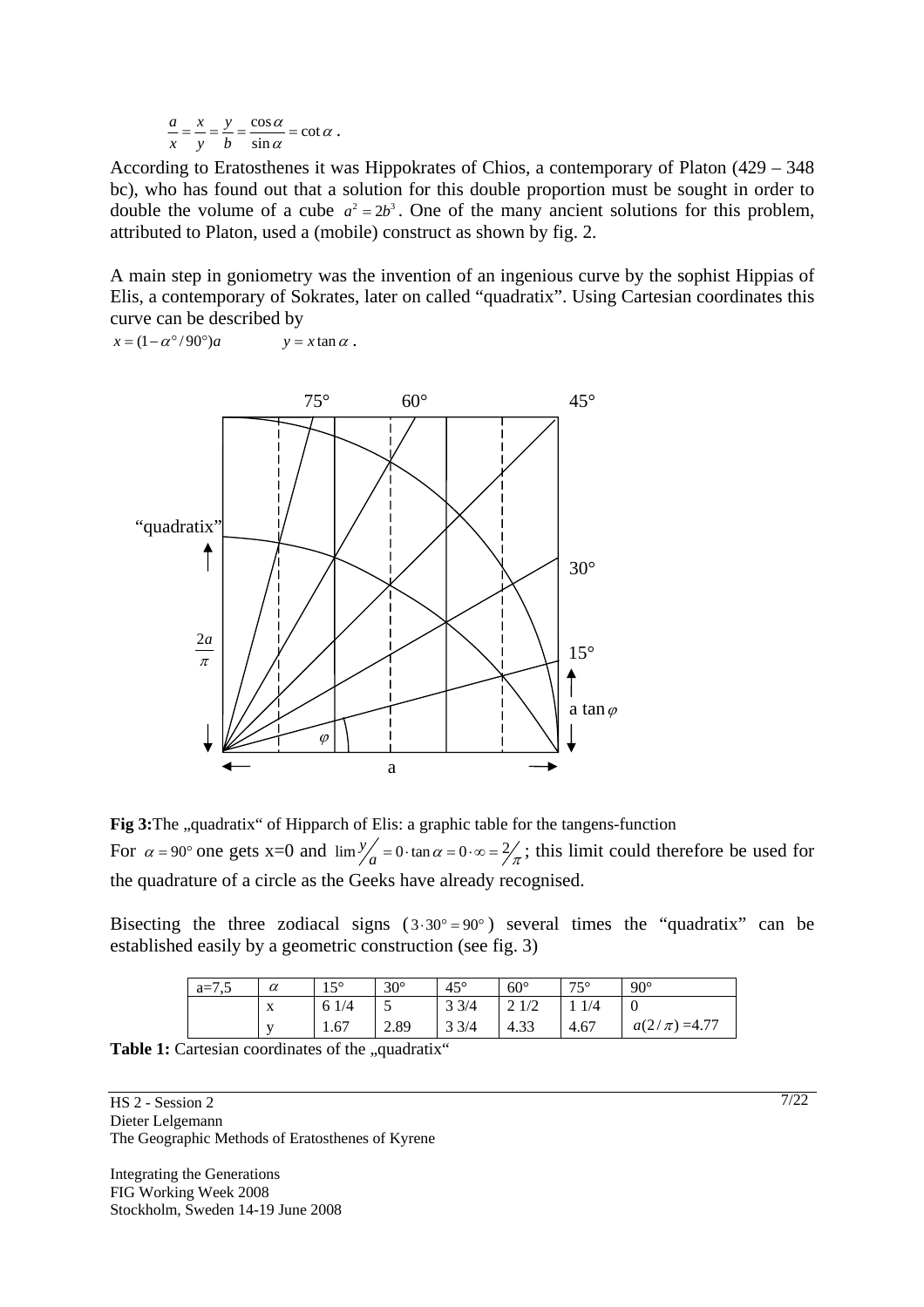$$\frac{a}{x} = \frac{x}{y} = \frac{y}{b} = \frac{\cos\alpha}{\sin\alpha} = \cot\alpha \ .$$

According to Eratosthenes it was Hippokrates of Chios, a contemporary of Platon (429 – 348 bc), who has found out that a solution for this double proportion must be sought in order to double the volume of a cube $a^2 = 2b^3$. One of the many ancient solutions for this problem, attributed to Platon, used a (mobile) construct as shown by fig. 2.

A main step in goniometry was the invention of an ingenious curve by the sophist Hippias of Elis, a contemporary of Sokrates, later on called "quadratix". Using Cartesian coordinates this curve can be described by

$x = (1 - \alpha^\circ / 90^\circ)a \qquad y = x \tan\alpha$ .

**Fig 3:** The „quadratix" of Hipparch of Elis: a graphic table for the tangens-function

For $\alpha = 90^\circ$ one gets x=0 and $\lim y/a = 0 \cdot \tan\alpha = 0 \cdot \infty = 2/\pi$; this limit could therefore be used for the quadrature of a circle as the Geeks have already recognised.

Bisecting the three zodiacal signs ($3 \cdot 30^\circ = 90^\circ$) several times the "quadratix" can be established easily by a geometric construction (see fig. 3)

| a=7,5 | $\alpha$ | 15° | 30° | 45° | 60° | 75° | 90° |
|---|---|---|---|---|---|---|---|
| | x | 6 1/4 | 5 | 3 3/4 | 2 1/2 | 1 1/4 | 0 |
| | y | 1.67 | 2.89 | 3 3/4 | 4.33 | 4.67 | $a(2/\pi)$ =4.77 |

**Table 1:** Cartesian coordinates of the „quadratix"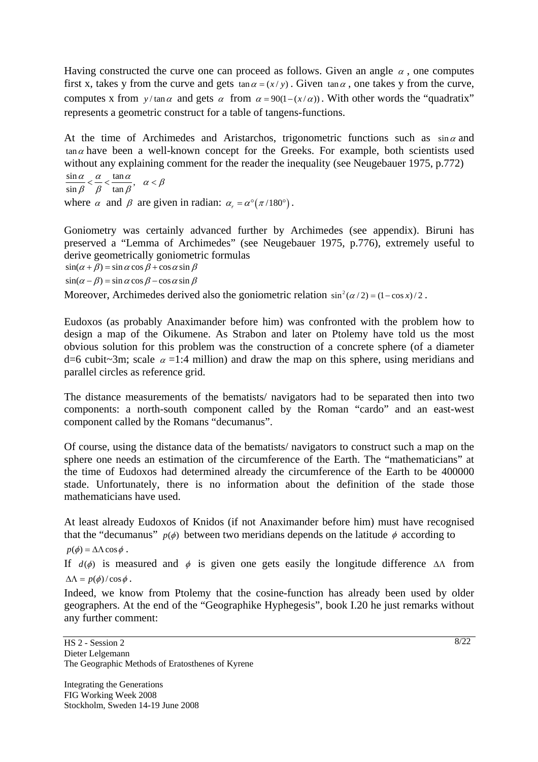Having constructed the curve one can proceed as follows. Given an angle $\alpha$, one computes first x, takes y from the curve and gets $\tan\alpha = (x/y)$. Given $\tan\alpha$, one takes y from the curve, computes x from $y/\tan\alpha$ and gets $\alpha$ from $\alpha = 90(1-(x/\alpha))$. With other words the "quadratix" represents a geometric construct for a table of tangens-functions.

At the time of Archimedes and Aristarchos, trigonometric functions such as $\sin\alpha$ and $\tan\alpha$ have been a well-known concept for the Greeks. For example, both scientists used without any explaining comment for the reader the inequality (see Neugebauer 1975, p.772)

$$\frac{\sin\alpha}{\sin\beta} < \frac{\alpha}{\beta} < \frac{\tan\alpha}{\tan\beta}, \quad \alpha < \beta$$

where $\alpha$ and $\beta$ are given in radian: $\alpha_r = \alpha^\circ(\pi/180^\circ)$.

Goniometry was certainly advanced further by Archimedes (see appendix). Biruni has preserved a "Lemma of Archimedes" (see Neugebauer 1975, p.776), extremely useful to derive geometrically goniometric formulas

$$\sin(\alpha+\beta) = \sin\alpha\cos\beta + \cos\alpha\sin\beta$$

$$\sin(\alpha-\beta) = \sin\alpha\cos\beta - \cos\alpha\sin\beta$$

Moreover, Archimedes derived also the goniometric relation $\sin^2(\alpha/2) = (1-\cos x)/2$.

Eudoxos (as probably Anaximander before him) was confronted with the problem how to design a map of the Oikumene. As Strabon and later on Ptolemy have told us the most obvious solution for this problem was the construction of a concrete sphere (of a diameter d=6 cubit~3m; scale $\alpha$ =1:4 million) and draw the map on this sphere, using meridians and parallel circles as reference grid.

The distance measurements of the bematists/ navigators had to be separated then into two components: a north-south component called by the Roman "cardo" and an east-west component called by the Romans "decumanus".

Of course, using the distance data of the bematists/ navigators to construct such a map on the sphere one needs an estimation of the circumference of the Earth. The "mathematicians" at the time of Eudoxos had determined already the circumference of the Earth to be 400000 stade. Unfortunately, there is no information about the definition of the stade those mathematicians have used.

At least already Eudoxos of Knidos (if not Anaximander before him) must have recognised that the "decumanus" $p(\phi)$ between two meridians depends on the latitude $\phi$ according to

$$p(\phi) = \Delta\Lambda\cos\phi\ .$$

If $d(\phi)$ is measured and $\phi$ is given one gets easily the longitude difference $\Delta\Lambda$ from

$$\Delta\Lambda = p(\phi)/\cos\phi\ .$$

Indeed, we know from Ptolemy that the cosine-function has already been used by older geographers. At the end of the "Geographike Hyphegesis", book I.20 he just remarks without any further comment: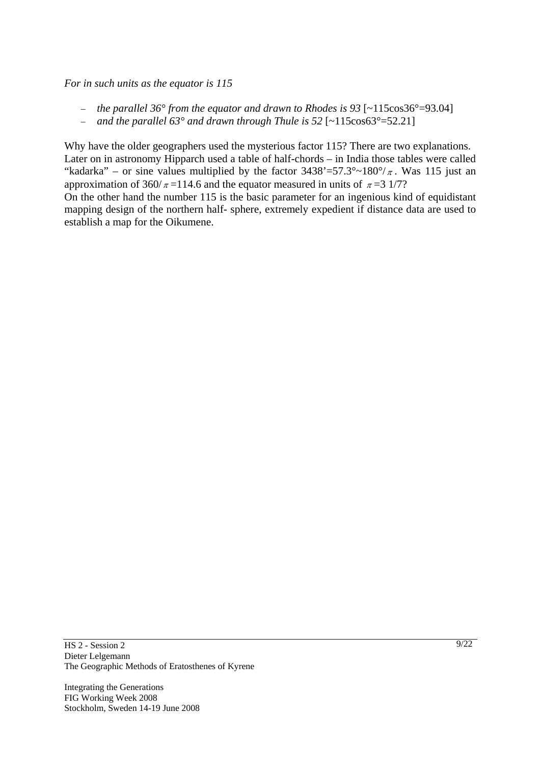*For in such units as the equator is 115*

- *the parallel 36° from the equator and drawn to Rhodes is 93* [~115cos36°=93.04]
- *and the parallel 63° and drawn through Thule is 52* [~115cos63°=52.21]

Why have the older geographers used the mysterious factor 115? There are two explanations. Later on in astronomy Hipparch used a table of half-chords – in India those tables were called "kadarka" – or sine values multiplied by the factor 3438'=57.3°~180°/$\pi$. Was 115 just an approximation of 360/$\pi$=114.6 and the equator measured in units of $\pi$=3 1/7?

On the other hand the number 115 is the basic parameter for an ingenious kind of equidistant mapping design of the northern half- sphere, extremely expedient if distance data are used to establish a map for the Oikumene.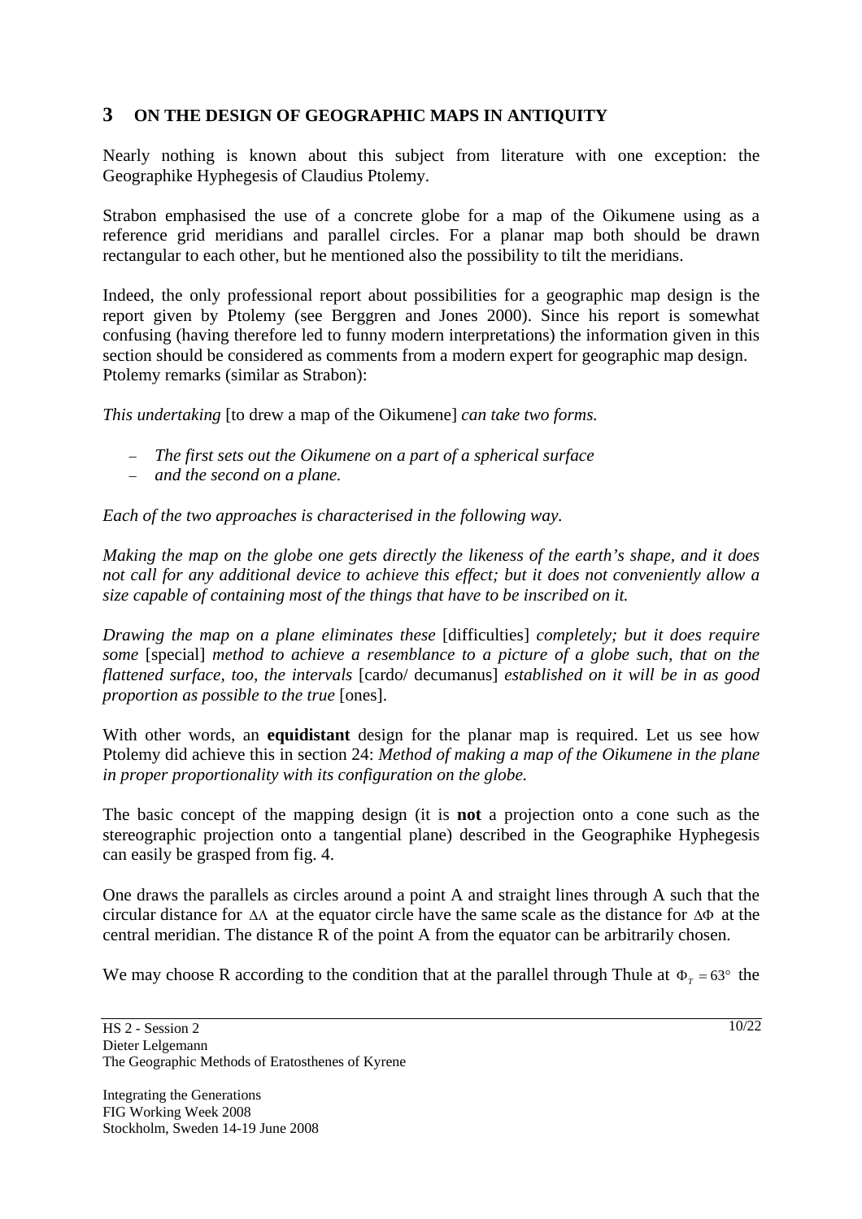## 3 ON THE DESIGN OF GEOGRAPHIC MAPS IN ANTIQUITY

Nearly nothing is known about this subject from literature with one exception: the Geographike Hyphegesis of Claudius Ptolemy.

Strabon emphasised the use of a concrete globe for a map of the Oikumene using as a reference grid meridians and parallel circles. For a planar map both should be drawn rectangular to each other, but he mentioned also the possibility to tilt the meridians.

Indeed, the only professional report about possibilities for a geographic map design is the report given by Ptolemy (see Berggren and Jones 2000). Since his report is somewhat confusing (having therefore led to funny modern interpretations) the information given in this section should be considered as comments from a modern expert for geographic map design. Ptolemy remarks (similar as Strabon):

*This undertaking* [to drew a map of the Oikumene] *can take two forms.*

- *The first sets out the Oikumene on a part of a spherical surface*
- *and the second on a plane.*

*Each of the two approaches is characterised in the following way.*

*Making the map on the globe one gets directly the likeness of the earth's shape, and it does not call for any additional device to achieve this effect; but it does not conveniently allow a size capable of containing most of the things that have to be inscribed on it.*

*Drawing the map on a plane eliminates these* [difficulties] *completely; but it does require some* [special] *method to achieve a resemblance to a picture of a globe such, that on the flattened surface, too, the intervals* [cardo/ decumanus] *established on it will be in as good proportion as possible to the true* [ones].

With other words, an **equidistant** design for the planar map is required. Let us see how Ptolemy did achieve this in section 24: *Method of making a map of the Oikumene in the plane in proper proportionality with its configuration on the globe.*

The basic concept of the mapping design (it is **not** a projection onto a cone such as the stereographic projection onto a tangential plane) described in the Geographike Hyphegesis can easily be grasped from fig. 4.

One draws the parallels as circles around a point A and straight lines through A such that the circular distance for $\Delta\Lambda$ at the equator circle have the same scale as the distance for $\Delta\Phi$ at the central meridian. The distance R of the point A from the equator can be arbitrarily chosen.

We may choose R according to the condition that at the parallel through Thule at $\Phi_T = 63°$ the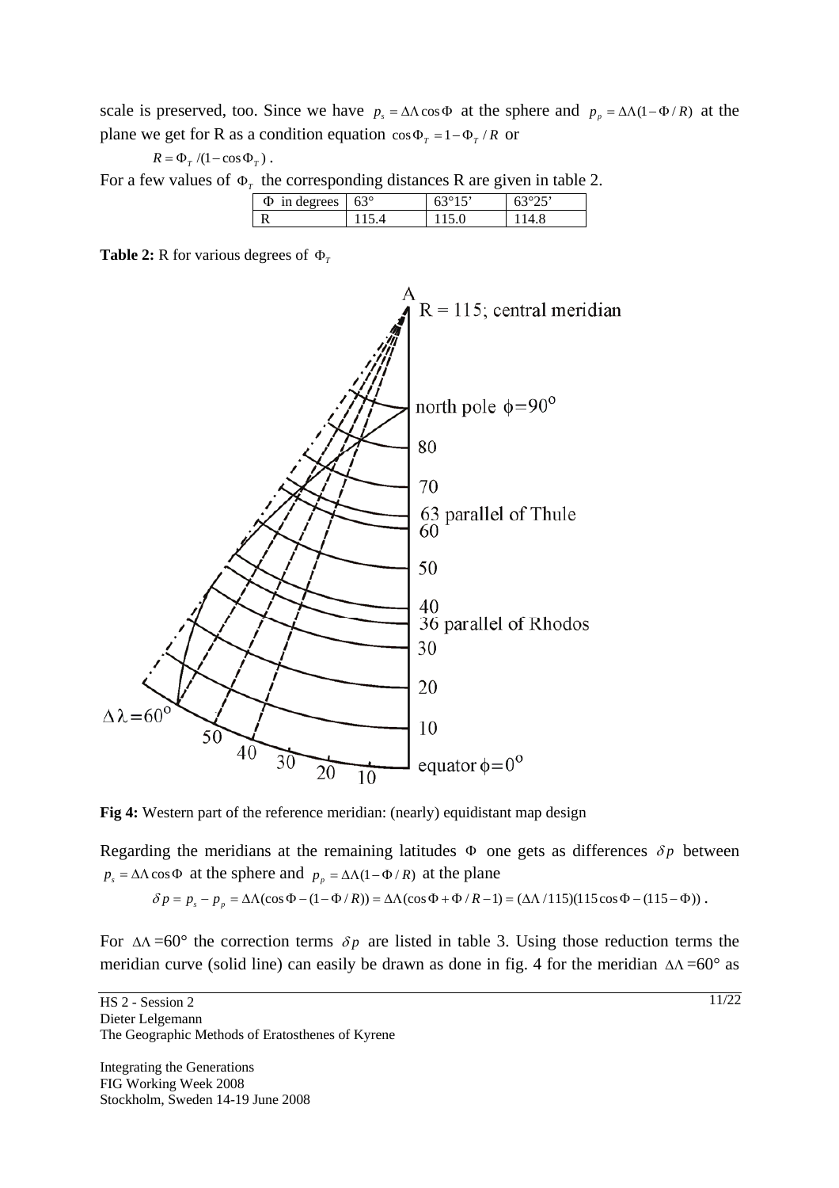scale is preserved, too. Since we have $p_s = \Delta\Lambda \cos\Phi$ at the sphere and $p_p = \Delta\Lambda(1-\Phi/R)$ at the plane we get for R as a condition equation $\cos\Phi_T = 1-\Phi_T/R$ or

$$R = \Phi_T/(1-\cos\Phi_T)\ .$$

For a few values of $\Phi_T$ the corresponding distances R are given in table 2.

| $\Phi$ in degrees | 63° | 63°15' | 63°25' |
|---|---|---|---|
| R | 115.4 | 115.0 | 114.8 |

**Table 2:** R for various degrees of $\Phi_T$

**Fig 4:** Western part of the reference meridian: (nearly) equidistant map design

Regarding the meridians at the remaining latitudes $\Phi$ one gets as differences $\delta p$ between $p_s = \Delta\Lambda \cos\Phi$ at the sphere and $p_p = \Delta\Lambda(1-\Phi/R)$ at the plane

$$\delta p = p_s - p_p = \Delta\Lambda(\cos\Phi - (1-\Phi/R)) = \Delta\Lambda(\cos\Phi + \Phi/R - 1) = (\Delta\Lambda/115)(115\cos\Phi - (115-\Phi))\ .$$

For $\Delta\Lambda$ =60° the correction terms $\delta p$ are listed in table 3. Using those reduction terms the meridian curve (solid line) can easily be drawn as done in fig. 4 for the meridian $\Delta\Lambda$ =60° as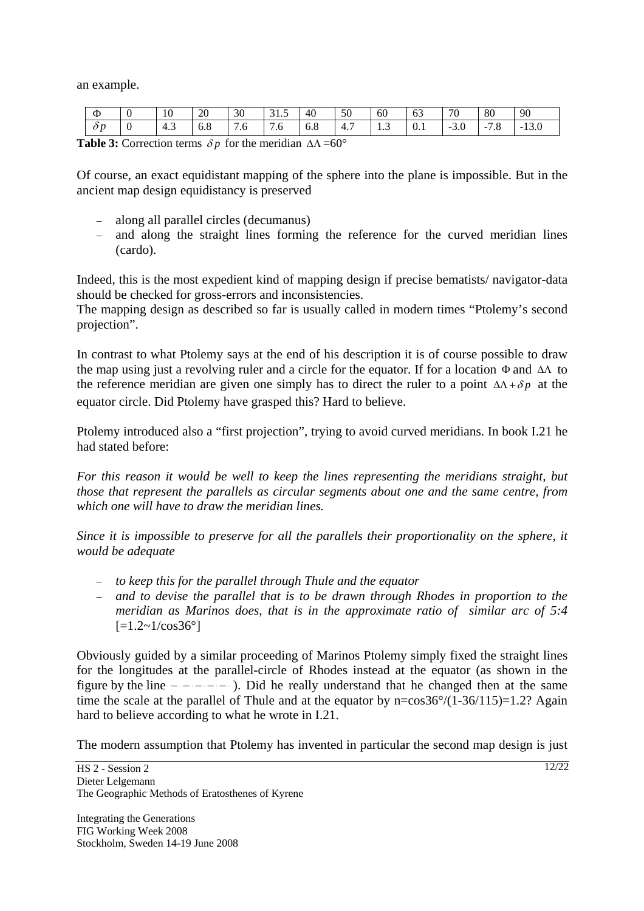an example.

| $\Phi$ | 0 | 10 | 20 | 30 | 31.5 | 40 | 50 | 60 | 63 | 70 | 80 | 90 |
|---|---|---|---|---|---|---|---|---|---|---|---|---|
| $\delta p$ | 0 | 4.3 | 6.8 | 7.6 | 7.6 | 6.8 | 4.7 | 1.3 | 0.1 | -3.0 | -7.8 | -13.0 |

**Table 3:** Correction terms $\delta p$ for the meridian $\Delta\Lambda$ =60°

Of course, an exact equidistant mapping of the sphere into the plane is impossible. But in the ancient map design equidistancy is preserved

- along all parallel circles (decumanus)
- and along the straight lines forming the reference for the curved meridian lines (cardo).

Indeed, this is the most expedient kind of mapping design if precise bematists/ navigator-data should be checked for gross-errors and inconsistencies.
The mapping design as described so far is usually called in modern times "Ptolemy's second projection".

In contrast to what Ptolemy says at the end of his description it is of course possible to draw the map using just a revolving ruler and a circle for the equator. If for a location $\Phi$ and $\Delta\Lambda$ to the reference meridian are given one simply has to direct the ruler to a point $\Delta\Lambda+\delta p$ at the equator circle. Did Ptolemy have grasped this? Hard to believe.

Ptolemy introduced also a "first projection", trying to avoid curved meridians. In book I.21 he had stated before:

*For this reason it would be well to keep the lines representing the meridians straight, but those that represent the parallels as circular segments about one and the same centre, from which one will have to draw the meridian lines.*

*Since it is impossible to preserve for all the parallels their proportionality on the sphere, it would be adequate*

- *to keep this for the parallel through Thule and the equator*
- *and to devise the parallel that is to be drawn through Rhodes in proportion to the meridian as Marinos does, that is in the approximate ratio of similar arc of 5:4* [=1.2~1/cos36°]

Obviously guided by a similar proceeding of Marinos Ptolemy simply fixed the straight lines for the longitudes at the parallel-circle of Rhodes instead at the equator (as shown in the figure by the line –·–·–·–·). Did he really understand that he changed then at the same time the scale at the parallel of Thule and at the equator by n=cos36°/(1-36/115)=1.2? Again hard to believe according to what he wrote in I.21.

The modern assumption that Ptolemy has invented in particular the second map design is just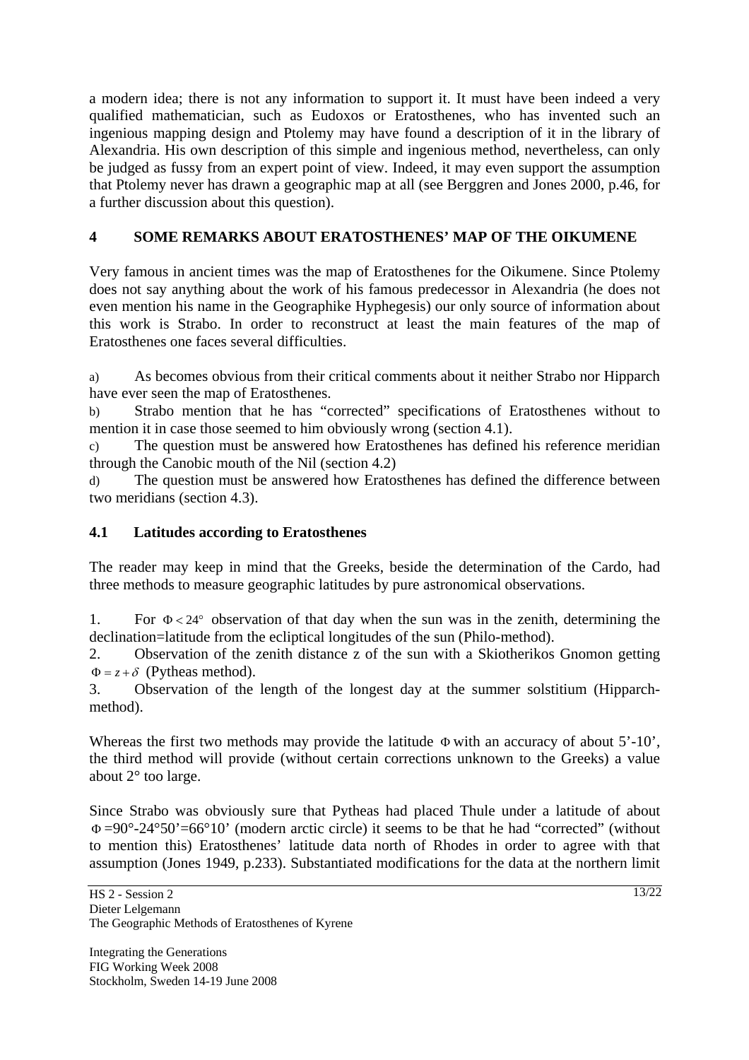a modern idea; there is not any information to support it. It must have been indeed a very qualified mathematician, such as Eudoxos or Eratosthenes, who has invented such an ingenious mapping design and Ptolemy may have found a description of it in the library of Alexandria. His own description of this simple and ingenious method, nevertheless, can only be judged as fussy from an expert point of view. Indeed, it may even support the assumption that Ptolemy never has drawn a geographic map at all (see Berggren and Jones 2000, p.46, for a further discussion about this question).

## 4 SOME REMARKS ABOUT ERATOSTHENES' MAP OF THE OIKUMENE

Very famous in ancient times was the map of Eratosthenes for the Oikumene. Since Ptolemy does not say anything about the work of his famous predecessor in Alexandria (he does not even mention his name in the Geographike Hyphegesis) our only source of information about this work is Strabo. In order to reconstruct at least the main features of the map of Eratosthenes one faces several difficulties.

a) As becomes obvious from their critical comments about it neither Strabo nor Hipparch have ever seen the map of Eratosthenes.

b) Strabo mention that he has "corrected" specifications of Eratosthenes without to mention it in case those seemed to him obviously wrong (section 4.1).

c) The question must be answered how Eratosthenes has defined his reference meridian through the Canobic mouth of the Nil (section 4.2)

d) The question must be answered how Eratosthenes has defined the difference between two meridians (section 4.3).

### 4.1 Latitudes according to Eratosthenes

The reader may keep in mind that the Greeks, beside the determination of the Cardo, had three methods to measure geographic latitudes by pure astronomical observations.

1. For $\Phi < 24°$ observation of that day when the sun was in the zenith, determining the declination=latitude from the ecliptical longitudes of the sun (Philo-method).
2. Observation of the zenith distance z of the sun with a Skiotherikos Gnomon getting $\Phi = z + \delta$ (Pytheas method).
3. Observation of the length of the longest day at the summer solstitium (Hipparch-method).

Whereas the first two methods may provide the latitude $\Phi$ with an accuracy of about 5'-10', the third method will provide (without certain corrections unknown to the Greeks) a value about 2° too large.

Since Strabo was obviously sure that Pytheas had placed Thule under a latitude of about $\Phi = 90° - 24°50' = 66°10'$ (modern arctic circle) it seems to be that he had "corrected" (without to mention this) Eratosthenes' latitude data north of Rhodes in order to agree with that assumption (Jones 1949, p.233). Substantiated modifications for the data at the northern limit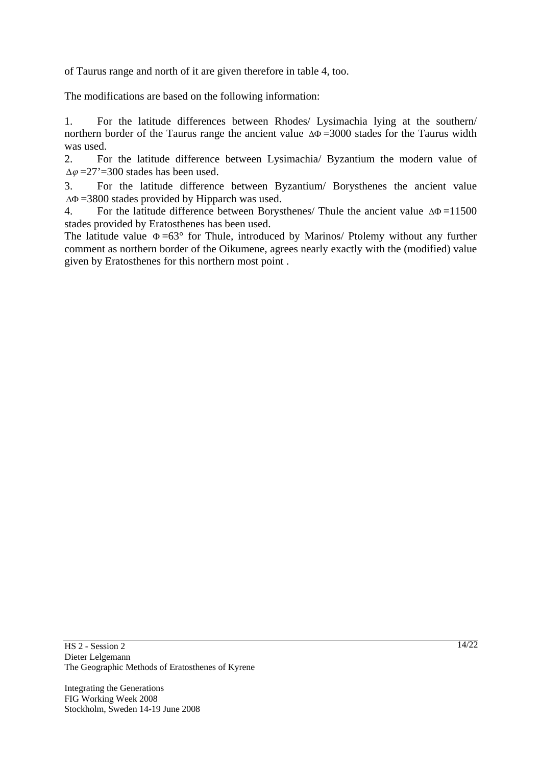of Taurus range and north of it are given therefore in table 4, too.

The modifications are based on the following information:

1. For the latitude differences between Rhodes/ Lysimachia lying at the southern/ northern border of the Taurus range the ancient value $\Delta\Phi$ =3000 stades for the Taurus width was used.
2. For the latitude difference between Lysimachia/ Byzantium the modern value of $\Delta\varphi$ =27'=300 stades has been used.
3. For the latitude difference between Byzantium/ Borysthenes the ancient value $\Delta\Phi$ =3800 stades provided by Hipparch was used.
4. For the latitude difference between Borysthenes/ Thule the ancient value $\Delta\Phi$ =11500 stades provided by Eratosthenes has been used.

The latitude value $\Phi$ =63° for Thule, introduced by Marinos/ Ptolemy without any further comment as northern border of the Oikumene, agrees nearly exactly with the (modified) value given by Eratosthenes for this northern most point .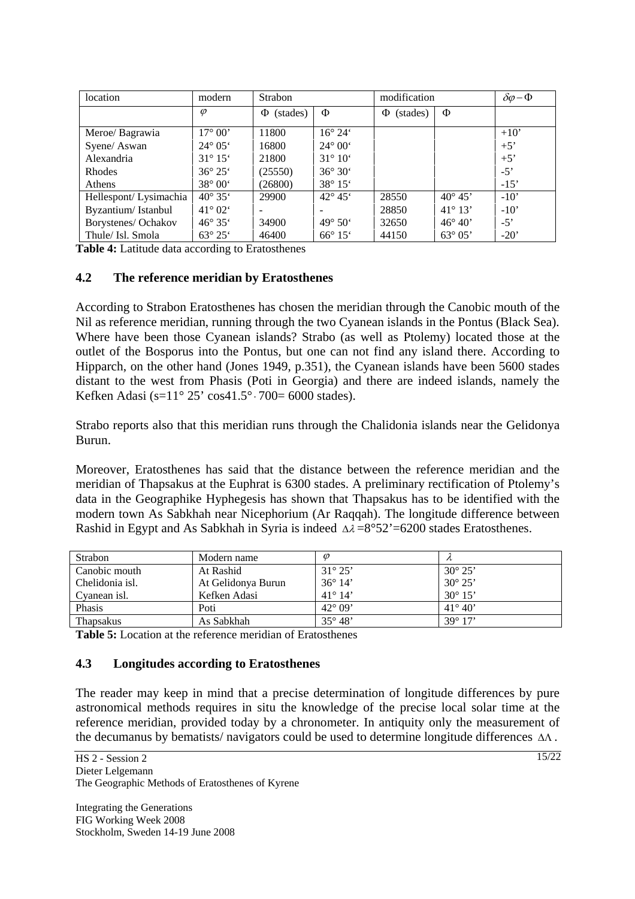| location | modern | Strabon | | modification | | $\delta\varphi - \Phi$ |
|---|---|---|---|---|---|---|
| | $\varphi$ | $\Phi$ (stades) | $\Phi$ | $\Phi$ (stades) | $\Phi$ | |
| Meroe/ Bagrawia | 17° 00' | 11800 | 16° 24' | | | +10' |
| Syene/ Aswan | 24° 05' | 16800 | 24° 00' | | | +5' |
| Alexandria | 31° 15' | 21800 | 31° 10' | | | +5' |
| Rhodes | 36° 25' | (25550) | 36° 30' | | | -5' |
| Athens | 38° 00' | (26800) | 38° 15' | | | -15' |
| Hellespont/ Lysimachia | 40° 35' | 29900 | 42° 45' | 28550 | 40° 45' | -10' |
| Byzantium/ Istanbul | 41° 02' | - | - | 28850 | 41° 13' | -10' |
| Borystenes/ Ochakov | 46° 35' | 34900 | 49° 50' | 32650 | 46° 40' | -5' |
| Thule/ Isl. Smola | 63° 25' | 46400 | 66° 15' | 44150 | 63° 05' | -20' |

**Table 4:** Latitude data according to Eratosthenes

### 4.2 The reference meridian by Eratosthenes

According to Strabon Eratosthenes has chosen the meridian through the Canobic mouth of the Nil as reference meridian, running through the two Cyanean islands in the Pontus (Black Sea). Where have been those Cyanean islands? Strabo (as well as Ptolemy) located those at the outlet of the Bosporus into the Pontus, but one can not find any island there. According to Hipparch, on the other hand (Jones 1949, p.351), the Cyanean islands have been 5600 stades distant to the west from Phasis (Poti in Georgia) and there are indeed islands, namely the Kefken Adasi ($s = 11°\ 25'\ \cos 41.5° \cdot 700 = 6000$ stades).

Strabo reports also that this meridian runs through the Chalidonia islands near the Gelidonya Burun.

Moreover, Eratosthenes has said that the distance between the reference meridian and the meridian of Thapsakus at the Euphrat is 6300 stades. A preliminary rectification of Ptolemy's data in the Geographike Hyphegesis has shown that Thapsakus has to be identified with the modern town As Sabkhah near Nicephorium (Ar Raqqah). The longitude difference between Rashid in Egypt and As Sabkhah in Syria is indeed $\Delta\lambda = 8°52' = 6200$ stades Eratosthenes.

| Strabon | Modern name | $\varphi$ | $\lambda$ |
|---|---|---|---|
| Canobic mouth | At Rashid | 31° 25' | 30° 25' |
| Chelidonia isl. | At Gelidonya Burun | 36° 14' | 30° 25' |
| Cyanean isl. | Kefken Adasi | 41° 14' | 30° 15' |
| Phasis | Poti | 42° 09' | 41° 40' |
| Thapsakus | As Sabkhah | 35° 48' | 39° 17' |

**Table 5:** Location at the reference meridian of Eratosthenes

### 4.3 Longitudes according to Eratosthenes

The reader may keep in mind that a precise determination of longitude differences by pure astronomical methods requires in situ the knowledge of the precise local solar time at the reference meridian, provided today by a chronometer. In antiquity only the measurement of the decumanus by bematists/ navigators could be used to determine longitude differences $\Delta\Lambda$.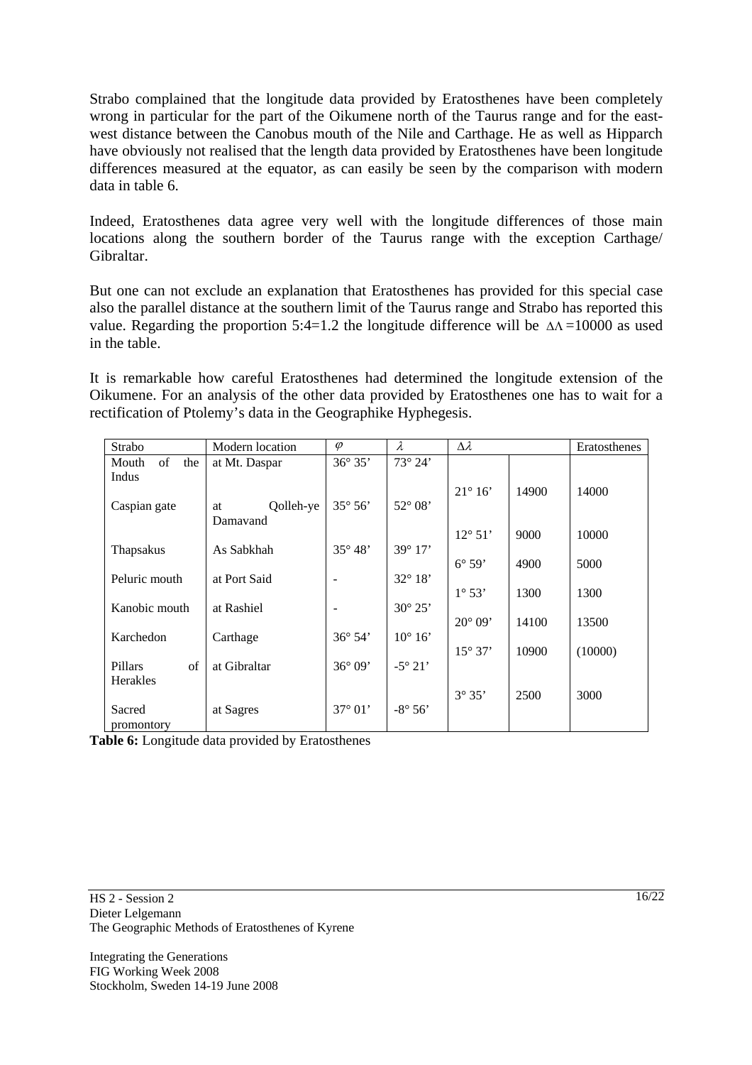Strabo complained that the longitude data provided by Eratosthenes have been completely wrong in particular for the part of the Oikumene north of the Taurus range and for the east-west distance between the Canobus mouth of the Nile and Carthage. He as well as Hipparch have obviously not realised that the length data provided by Eratosthenes have been longitude differences measured at the equator, as can easily be seen by the comparison with modern data in table 6.

Indeed, Eratosthenes data agree very well with the longitude differences of those main locations along the southern border of the Taurus range with the exception Carthage/ Gibraltar.

But one can not exclude an explanation that Eratosthenes has provided for this special case also the parallel distance at the southern limit of the Taurus range and Strabo has reported this value. Regarding the proportion 5:4=1.2 the longitude difference will be $\Delta\Lambda = 10000$ as used in the table.

It is remarkable how careful Eratosthenes had determined the longitude extension of the Oikumene. For an analysis of the other data provided by Eratosthenes one has to wait for a rectification of Ptolemy's data in the Geographike Hyphegesis.

| Strabo | Modern location | $\varphi$ | $\lambda$ | $\Delta\lambda$ | | Eratosthenes |
|---|---|---|---|---|---|---|
| Mouth of the Indus | at Mt. Daspar | 36° 35' | 73° 24' | | | |
| | | | | 21° 16' | 14900 | 14000 |
| Caspian gate | at Qolleh-ye Damavand | 35° 56' | 52° 08' | | | |
| | | | | 12° 51' | 9000 | 10000 |
| Thapsakus | As Sabkhah | 35° 48' | 39° 17' | | | |
| | | | | 6° 59' | 4900 | 5000 |
| Peluric mouth | at Port Said | - | 32° 18' | | | |
| | | | | 1° 53' | 1300 | 1300 |
| Kanobic mouth | at Rashiel | - | 30° 25' | | | |
| | | | | 20° 09' | 14100 | 13500 |
| Karchedon | Carthage | 36° 54' | 10° 16' | | | |
| | | | | 15° 37' | 10900 | (10000) |
| Pillars of Herakles | at Gibraltar | 36° 09' | -5° 21' | | | |
| | | | | 3° 35' | 2500 | 3000 |
| Sacred promontory | at Sagres | 37° 01' | -8° 56' | | | |

**Table 6:** Longitude data provided by Eratosthenes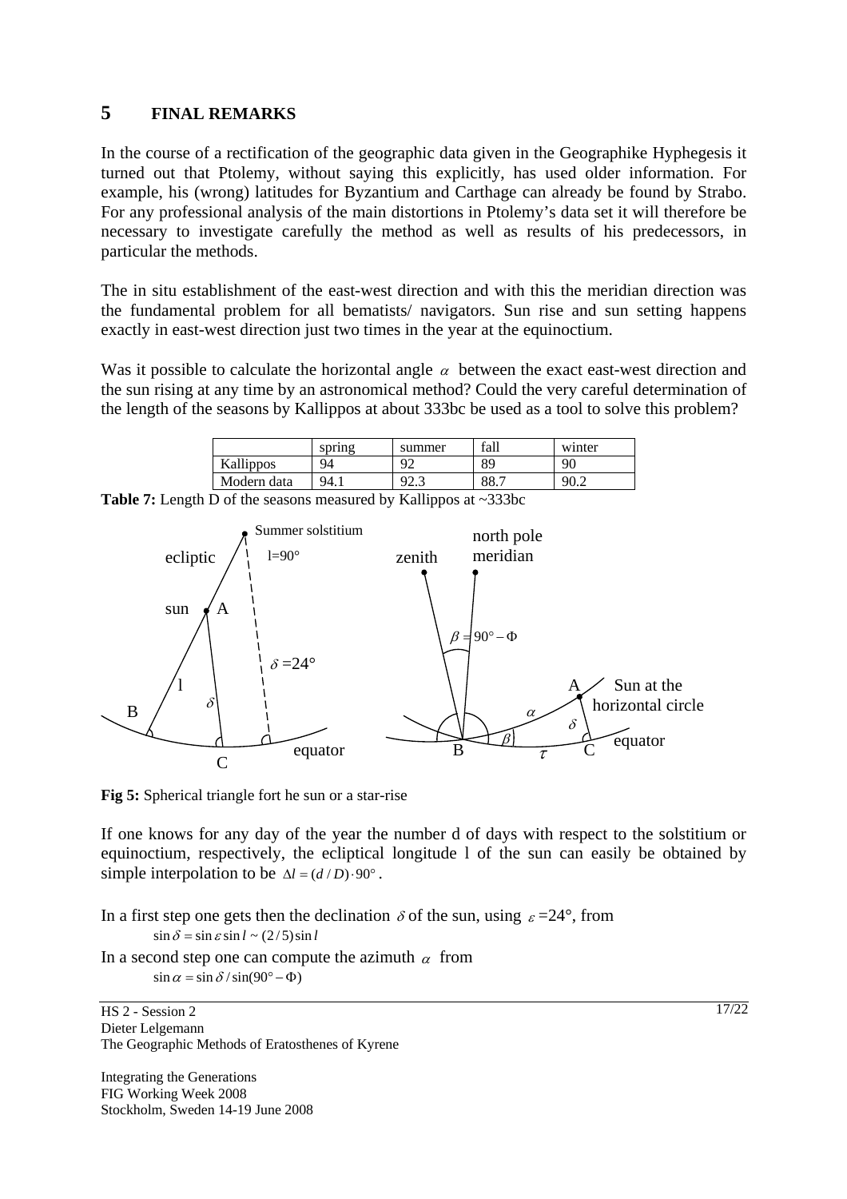## 5 FINAL REMARKS

In the course of a rectification of the geographic data given in the Geographike Hyphegesis it turned out that Ptolemy, without saying this explicitly, has used older information. For example, his (wrong) latitudes for Byzantium and Carthage can already be found by Strabo. For any professional analysis of the main distortions in Ptolemy's data set it will therefore be necessary to investigate carefully the method as well as results of his predecessors, in particular the methods.

The in situ establishment of the east-west direction and with this the meridian direction was the fundamental problem for all bematists/ navigators. Sun rise and sun setting happens exactly in east-west direction just two times in the year at the equinoctium.

Was it possible to calculate the horizontal angle $\alpha$ between the exact east-west direction and the sun rising at any time by an astronomical method? Could the very careful determination of the length of the seasons by Kallippos at about 333bc be used as a tool to solve this problem?

| | spring | summer | fall | winter |
|---|---|---|---|---|
| Kallippos | 94 | 92 | 89 | 90 |
| Modern data | 94.1 | 92.3 | 88.7 | 90.2 |

**Table 7:** Length D of the seasons measured by Kallippos at ~333bc

**Fig 5:** Spherical triangle fort he sun or a star-rise

If one knows for any day of the year the number d of days with respect to the solstitium or equinoctium, respectively, the ecliptical longitude l of the sun can easily be obtained by simple interpolation to be $\Delta l = (d/D) \cdot 90°$.

In a first step one gets then the declination $\delta$ of the sun, using $\varepsilon$ =24°, from

$$\sin\delta = \sin\varepsilon \sin l \sim (2/5)\sin l$$

In a second step one can compute the azimuth $\alpha$ from

$$\sin\alpha = \sin\delta / \sin(90° - \Phi)$$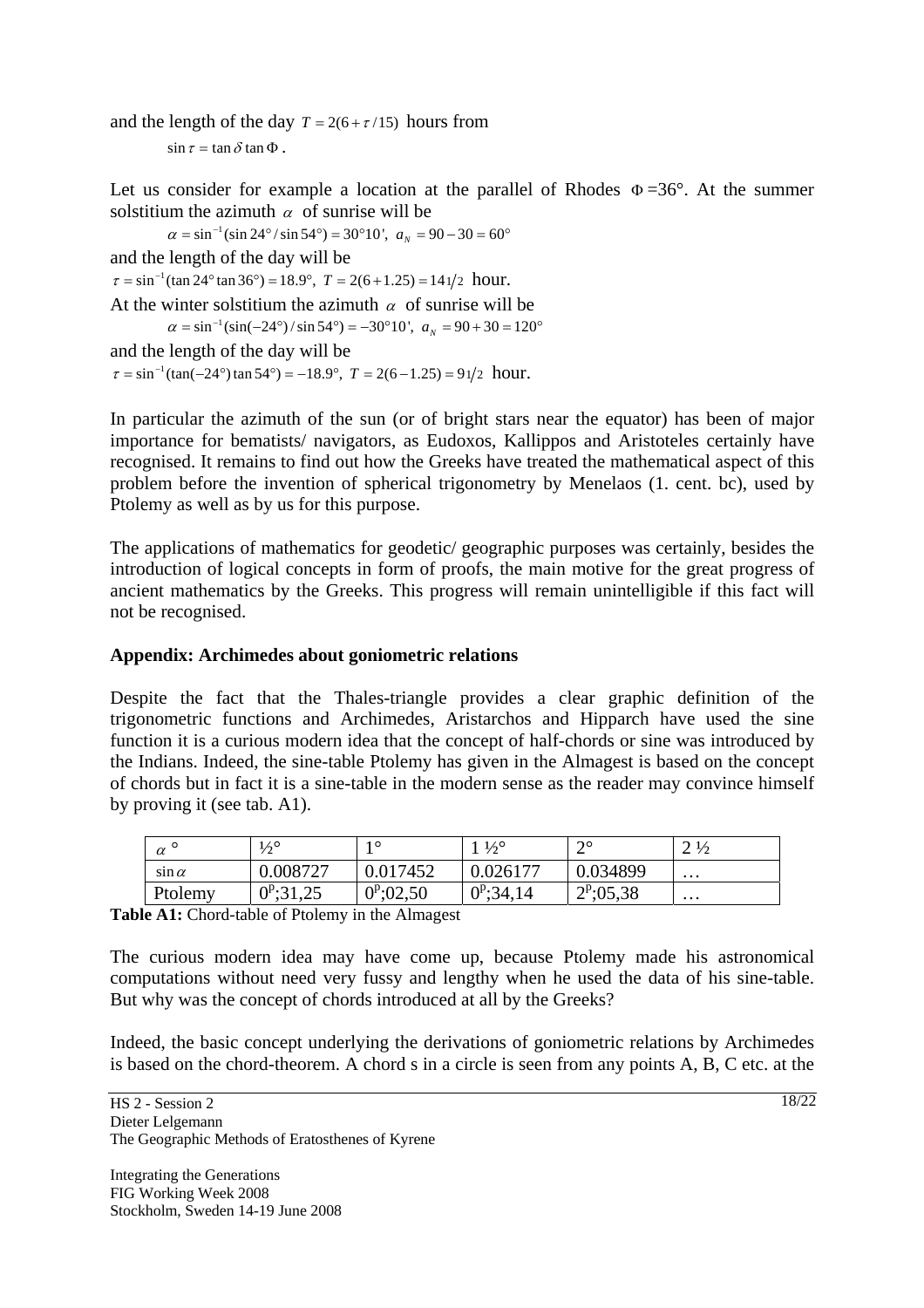and the length of the day $T = 2(6 + \tau / 15)$ hours from

$$\sin \tau = \tan \delta \tan \Phi .$$

Let us consider for example a location at the parallel of Rhodes $\Phi$ =36°. At the summer solstitium the azimuth $\alpha$ of sunrise will be

$$\alpha = \sin^{-1}(\sin 24° / \sin 54°) = 30°10', \ a_N = 90 - 30 = 60°$$

and the length of the day will be

$$\tau = \sin^{-1}(\tan 24° \tan 36°) = 18.9°, \ T = 2(6 + 1.25) = 14 1/2 \text{ hour.}$$

At the winter solstitium the azimuth $\alpha$ of sunrise will be

$$\alpha = \sin^{-1}(\sin(-24°) / \sin 54°) = -30°10', \ a_N = 90 + 30 = 120°$$

and the length of the day will be

$$\tau = \sin^{-1}(\tan(-24°) \tan 54°) = -18.9°, \ T = 2(6 - 1.25) = 9 1/2 \text{ hour.}$$

In particular the azimuth of the sun (or of bright stars near the equator) has been of major importance for bematists/ navigators, as Eudoxos, Kallippos and Aristoteles certainly have recognised. It remains to find out how the Greeks have treated the mathematical aspect of this problem before the invention of spherical trigonometry by Menelaos (1. cent. bc), used by Ptolemy as well as by us for this purpose.

The applications of mathematics for geodetic/ geographic purposes was certainly, besides the introduction of logical concepts in form of proofs, the main motive for the great progress of ancient mathematics by the Greeks. This progress will remain unintelligible if this fact will not be recognised.

**Appendix: Archimedes about goniometric relations**

Despite the fact that the Thales-triangle provides a clear graphic definition of the trigonometric functions and Archimedes, Aristarchos and Hipparch have used the sine function it is a curious modern idea that the concept of half-chords or sine was introduced by the Indians. Indeed, the sine-table Ptolemy has given in the Almagest is based on the concept of chords but in fact it is a sine-table in the modern sense as the reader may convince himself by proving it (see tab. A1).

| $\alpha$ ° | ½° | 1° | 1 ½° | 2° | 2 ½ |
|---|---|---|---|---|---|
| $\sin \alpha$ | 0.008727 | 0.017452 | 0.026177 | 0.034899 | … |
| Ptolemy | $0^p$;31,25 | $0^p$;02,50 | $0^p$;34,14 | $2^p$;05,38 | … |

**Table A1:** Chord-table of Ptolemy in the Almagest

The curious modern idea may have come up, because Ptolemy made his astronomical computations without need very fussy and lengthy when he used the data of his sine-table. But why was the concept of chords introduced at all by the Greeks?

Indeed, the basic concept underlying the derivations of goniometric relations by Archimedes is based on the chord-theorem. A chord s in a circle is seen from any points A, B, C etc. at the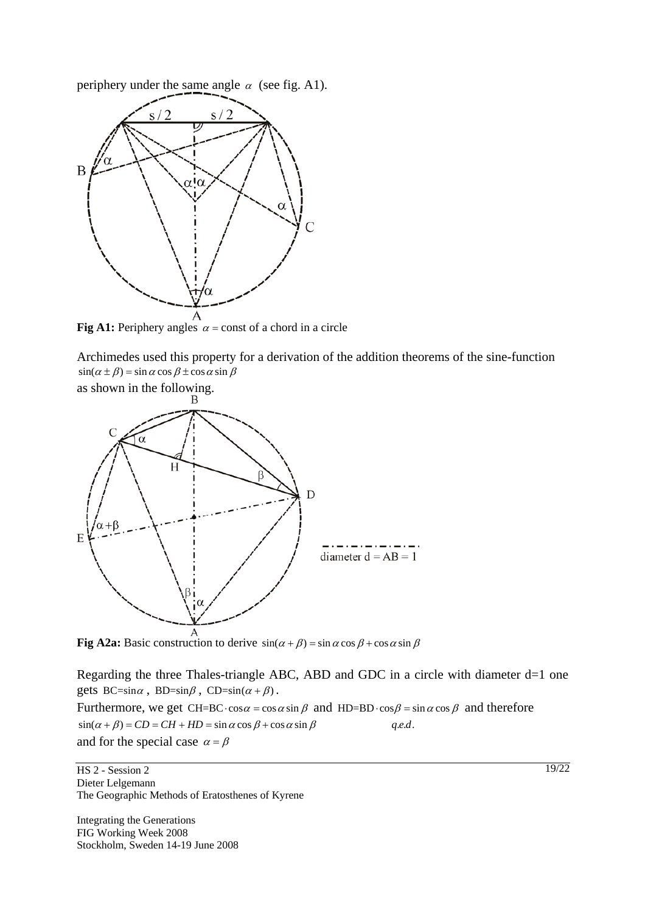periphery under the same angle $\alpha$ (see fig. A1).

**Fig A1:** Periphery angles $\alpha = \text{const}$ of a chord in a circle

Archimedes used this property for a derivation of the addition theorems of the sine-function $\sin(\alpha \pm \beta) = \sin\alpha\cos\beta \pm \cos\alpha\sin\beta$ as shown in the following.

**Fig A2a:** Basic construction to derive $\sin(\alpha+\beta) = \sin\alpha\cos\beta + \cos\alpha\sin\beta$

Regarding the three Thales-triangle ABC, ABD and GDC in a circle with diameter d=1 one gets BC=$\sin\alpha$ , BD=$\sin\beta$ , CD=$\sin(\alpha+\beta)$ .

Furthermore, we get $\text{CH}=\text{BC}\cdot\cos\alpha = \cos\alpha\sin\beta$ and $\text{HD}=\text{BD}\cdot\cos\beta = \sin\alpha\cos\beta$ and therefore

$\sin(\alpha+\beta) = CD = CH + HD = \sin\alpha\cos\beta + \cos\alpha\sin\beta$ *q.e.d.*

and for the special case $\alpha = \beta$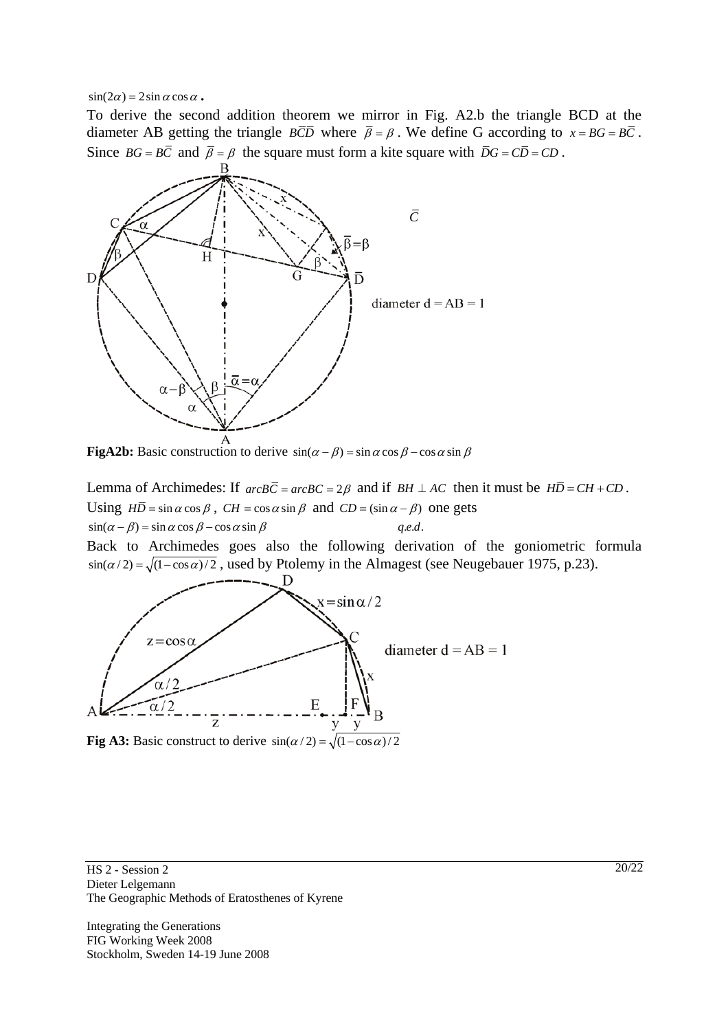$\sin(2\alpha) = 2\sin\alpha\cos\alpha$ **.**

To derive the second addition theorem we mirror in Fig. A2.b the triangle BCD at the diameter AB getting the triangle $B\bar{C}\bar{D}$ where $\bar{\beta} = \beta$. We define G according to $x = BG = B\bar{C}$. Since $BG = B\bar{C}$ and $\bar{\beta} = \beta$ the square must form a kite square with $\bar{D}G = C\bar{D} = CD$.

**FigA2b:** Basic construction to derive $\sin(\alpha - \beta) = \sin\alpha\cos\beta - \cos\alpha\sin\beta$

Lemma of Archimedes: If $arcB\bar{C} = arcBC = 2\beta$ and if $BH \perp AC$ then it must be $H\bar{D} = CH + CD$.

Using $H\bar{D} = \sin\alpha\cos\beta$, $CH = \cos\alpha\sin\beta$ and $CD = (\sin\alpha - \beta)$ one gets

$\sin(\alpha - \beta) = \sin\alpha\cos\beta - \cos\alpha\sin\beta$ *q.e.d.*

Back to Archimedes goes also the following derivation of the goniometric formula $\sin(\alpha/2) = \sqrt{(1-\cos\alpha)/2}$, used by Ptolemy in the Almagest (see Neugebauer 1975, p.23).

**Fig A3:** Basic construct to derive $\sin(\alpha/2) = \sqrt{(1-\cos\alpha)/2}$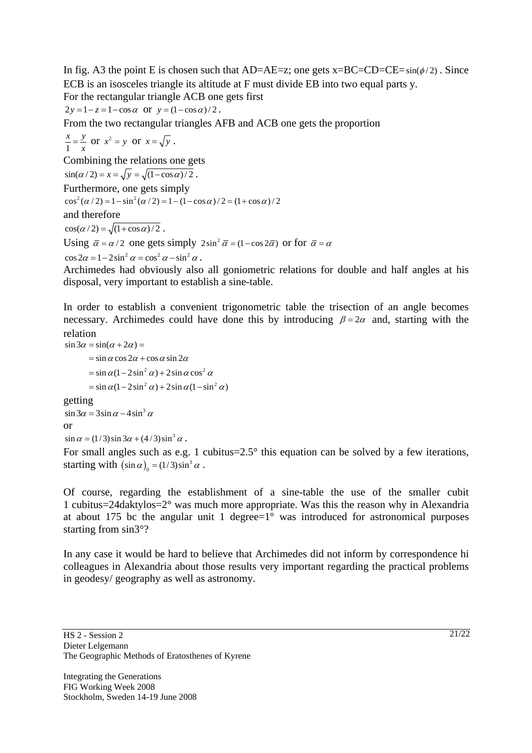In fig. A3 the point E is chosen such that AD=AE=z; one gets x=BC=CD=CE= $\sin(\phi/2)$ . Since ECB is an isosceles triangle its altitude at F must divide EB into two equal parts y.

For the rectangular triangle ACB one gets first

$2y = 1 - z = 1 - \cos\alpha$ or $y = (1 - \cos\alpha)/2$ .

From the two rectangular triangles AFB and ACB one gets the proportion

$\frac{x}{1} = \frac{y}{x}$ or $x^2 = y$ or $x = \sqrt{y}$ .

Combining the relations one gets

$\sin(\alpha/2) = x = \sqrt{y} = \sqrt{(1-\cos\alpha)/2}$ .

Furthermore, one gets simply

$\cos^2(\alpha/2) = 1 - \sin^2(\alpha/2) = 1 - (1-\cos\alpha)/2 = (1+\cos\alpha)/2$

and therefore

$\cos(\alpha/2) = \sqrt{(1+\cos\alpha)/2}$ .

Using $\bar{\alpha} = \alpha/2$ one gets simply $2\sin^2\bar{\alpha} = (1 - \cos 2\bar{\alpha})$ or for $\bar{\alpha} = \alpha$

$\cos 2\alpha = 1 - 2\sin^2\alpha = \cos^2\alpha - \sin^2\alpha$ .

Archimedes had obviously also all goniometric relations for double and half angles at his disposal, very important to establish a sine-table.

In order to establish a convenient trigonometric table the trisection of an angle becomes necessary. Archimedes could have done this by introducing $\beta = 2\alpha$ and, starting with the relation

$$
\begin{aligned}
\sin 3\alpha &= \sin(\alpha + 2\alpha) = \\
&= \sin\alpha\cos 2\alpha + \cos\alpha\sin 2\alpha \\
&= \sin\alpha(1 - 2\sin^2\alpha) + 2\sin\alpha\cos^2\alpha \\
&= \sin\alpha(1 - 2\sin^2\alpha) + 2\sin\alpha(1 - \sin^2\alpha)
\end{aligned}
$$

getting

$\sin 3\alpha = 3\sin\alpha - 4\sin^3\alpha$

or

$\sin\alpha = (1/3)\sin 3\alpha + (4/3)\sin^3\alpha$ .

For small angles such as e.g. 1 cubitus=2.5° this equation can be solved by a few iterations, starting with $(\sin\alpha)_0 = (1/3)\sin^3\alpha$ .

Of course, regarding the establishment of a sine-table the use of the smaller cubit 1 cubitus=24daktylos=2° was much more appropriate. Was this the reason why in Alexandria at about 175 bc the angular unit 1 degree=1° was introduced for astronomical purposes starting from sin3°?

In any case it would be hard to believe that Archimedes did not inform by correspondence hi colleagues in Alexandria about those results very important regarding the practical problems in geodesy/ geography as well as astronomy.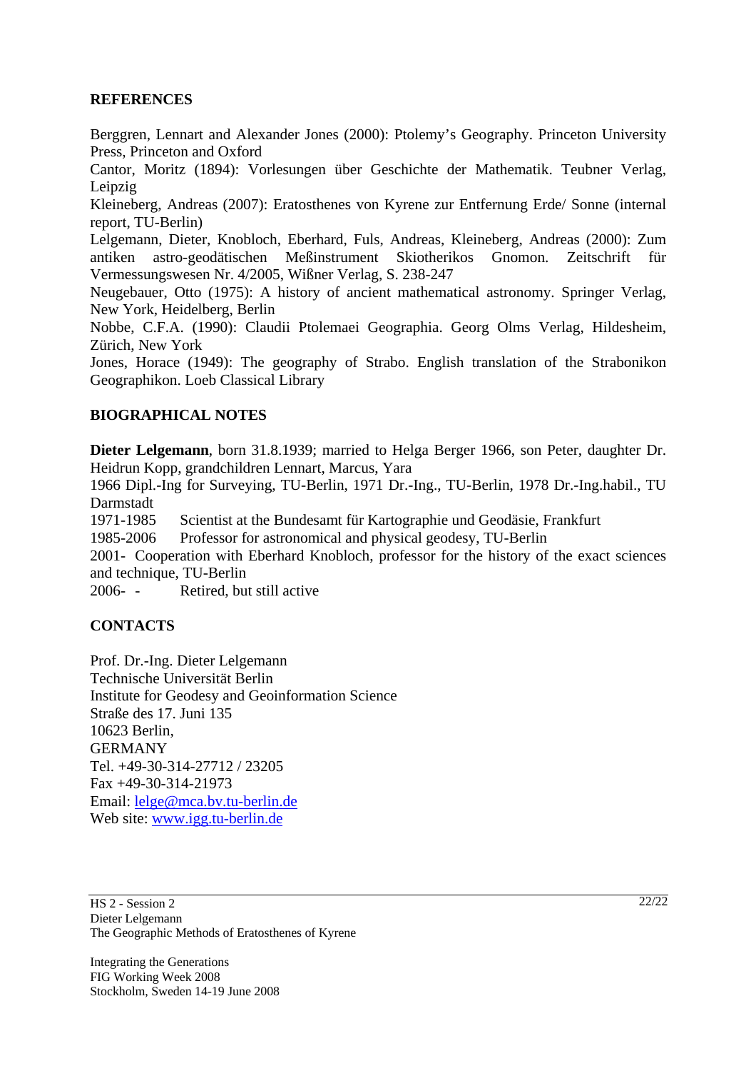## REFERENCES

Berggren, Lennart and Alexander Jones (2000): Ptolemy's Geography. Princeton University Press, Princeton and Oxford

Cantor, Moritz (1894): Vorlesungen über Geschichte der Mathematik. Teubner Verlag, Leipzig

Kleineberg, Andreas (2007): Eratosthenes von Kyrene zur Entfernung Erde/ Sonne (internal report, TU-Berlin)

Lelgemann, Dieter, Knobloch, Eberhard, Fuls, Andreas, Kleineberg, Andreas (2000): Zum antiken astro-geodätischen Meßinstrument Skiotherikos Gnomon. Zeitschrift für Vermessungswesen Nr. 4/2005, Wißner Verlag, S. 238-247

Neugebauer, Otto (1975): A history of ancient mathematical astronomy. Springer Verlag, New York, Heidelberg, Berlin

Nobbe, C.F.A. (1990): Claudii Ptolemaei Geographia. Georg Olms Verlag, Hildesheim, Zürich, New York

Jones, Horace (1949): The geography of Strabo. English translation of the Strabonikon Geographikon. Loeb Classical Library

## BIOGRAPHICAL NOTES

**Dieter Lelgemann**, born 31.8.1939; married to Helga Berger 1966, son Peter, daughter Dr. Heidrun Kopp, grandchildren Lennart, Marcus, Yara

1966 Dipl.-Ing for Surveying, TU-Berlin, 1971 Dr.-Ing., TU-Berlin, 1978 Dr.-Ing.habil., TU Darmstadt

1971-1985 Scientist at the Bundesamt für Kartographie und Geodäsie, Frankfurt

1985-2006 Professor for astronomical and physical geodesy, TU-Berlin

2001- Cooperation with Eberhard Knobloch, professor for the history of the exact sciences and technique, TU-Berlin

2006- - Retired, but still active

## CONTACTS

Prof. Dr.-Ing. Dieter Lelgemann
Technische Universität Berlin
Institute for Geodesy and Geoinformation Science
Straße des 17. Juni 135
10623 Berlin,
GERMANY
Tel. +49-30-314-27712 / 23205
Fax +49-30-314-21973
Email: lelge@mca.bv.tu-berlin.de
Web site: www.igg.tu-berlin.de